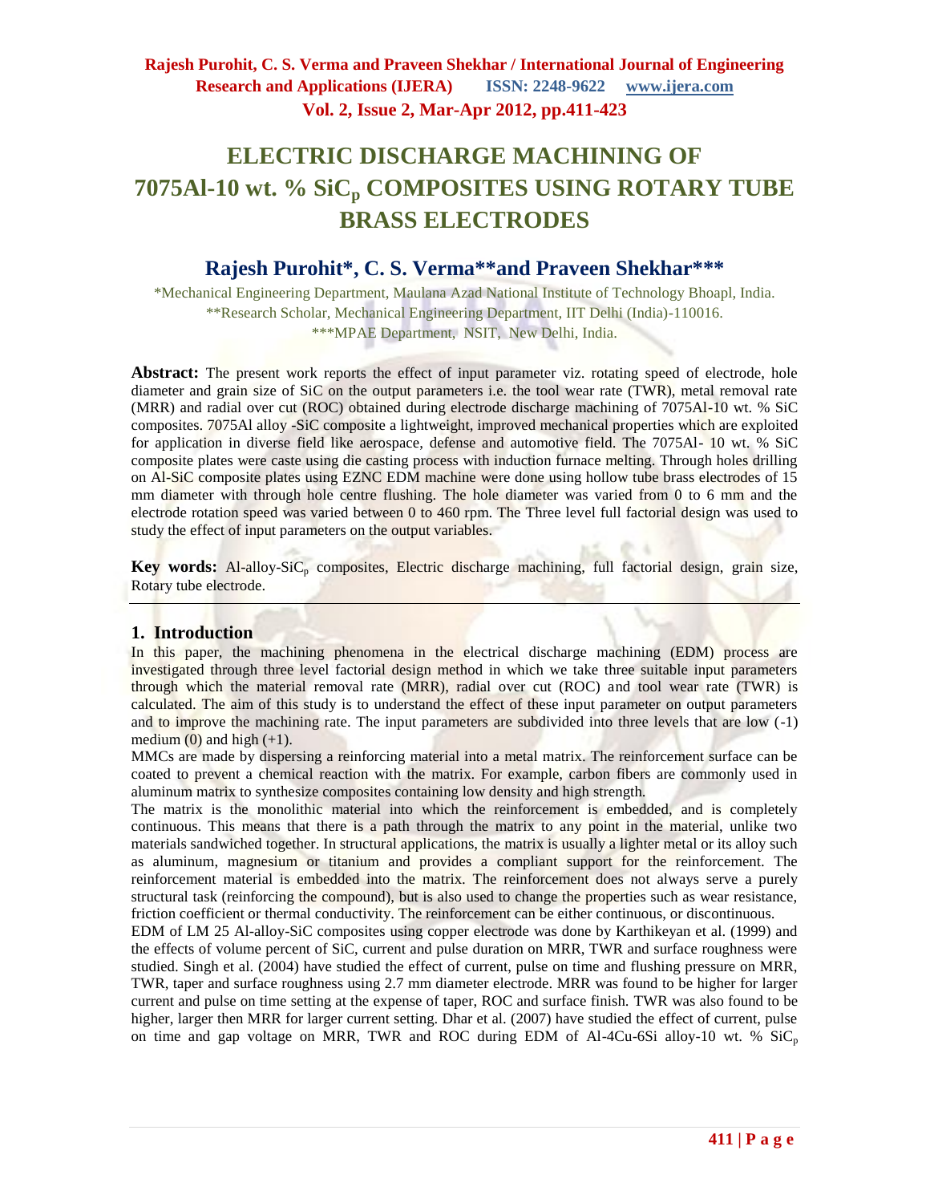# ELECTRIC DISCHARGE MACHINING OF 7075Al-10 wt. % $SiC_p$ COMPOSITES USING ROTARY TUBE BRASS ELECTRODES

## Rajesh Purohit*, C. S. Verma**and Praveen Shekhar***

*Mechanical Engineering Department, Maulana Azad National Institute of Technology Bhoapl, India.
**Research Scholar, Mechanical Engineering Department, IIT Delhi (India)-110016.
***MPAE Department, NSIT, New Delhi, India.

**Abstract:** The present work reports the effect of input parameter viz. rotating speed of electrode, hole diameter and grain size of SiC on the output parameters i.e. the tool wear rate (TWR), metal removal rate (MRR) and radial over cut (ROC) obtained during electrode discharge machining of 7075Al-10 wt. % SiC composites. 7075Al alloy -SiC composite a lightweight, improved mechanical properties which are exploited for application in diverse field like aerospace, defense and automotive field. The 7075Al- 10 wt. % SiC composite plates were caste using die casting process with induction furnace melting. Through holes drilling on Al-SiC composite plates using EZNC EDM machine were done using hollow tube brass electrodes of 15 mm diameter with through hole centre flushing. The hole diameter was varied from 0 to 6 mm and the electrode rotation speed was varied between 0 to 460 rpm. The Three level full factorial design was used to study the effect of input parameters on the output variables.

**Key words:** Al-alloy-$SiC_p$ composites, Electric discharge machining, full factorial design, grain size, Rotary tube electrode.

## 1. Introduction

In this paper, the machining phenomena in the electrical discharge machining (EDM) process are investigated through three level factorial design method in which we take three suitable input parameters through which the material removal rate (MRR), radial over cut (ROC) and tool wear rate (TWR) is calculated. The aim of this study is to understand the effect of these input parameter on output parameters and to improve the machining rate. The input parameters are subdivided into three levels that are low (-1) medium (0) and high (+1).

MMCs are made by dispersing a reinforcing material into a metal matrix. The reinforcement surface can be coated to prevent a chemical reaction with the matrix. For example, carbon fibers are commonly used in aluminum matrix to synthesize composites containing low density and high strength.

The matrix is the monolithic material into which the reinforcement is embedded, and is completely continuous. This means that there is a path through the matrix to any point in the material, unlike two materials sandwiched together. In structural applications, the matrix is usually a lighter metal or its alloy such as aluminum, magnesium or titanium and provides a compliant support for the reinforcement. The reinforcement material is embedded into the matrix. The reinforcement does not always serve a purely structural task (reinforcing the compound), but is also used to change the properties such as wear resistance, friction coefficient or thermal conductivity. The reinforcement can be either continuous, or discontinuous.

EDM of LM 25 Al-alloy-SiC composites using copper electrode was done by Karthikeyan et al. (1999) and the effects of volume percent of SiC, current and pulse duration on MRR, TWR and surface roughness were studied. Singh et al. (2004) have studied the effect of current, pulse on time and flushing pressure on MRR, TWR, taper and surface roughness using 2.7 mm diameter electrode. MRR was found to be higher for larger current and pulse on time setting at the expense of taper, ROC and surface finish. TWR was also found to be higher, larger then MRR for larger current setting. Dhar et al. (2007) have studied the effect of current, pulse on time and gap voltage on MRR, TWR and ROC during EDM of Al-4Cu-6Si alloy-10 wt. % $SiC_p$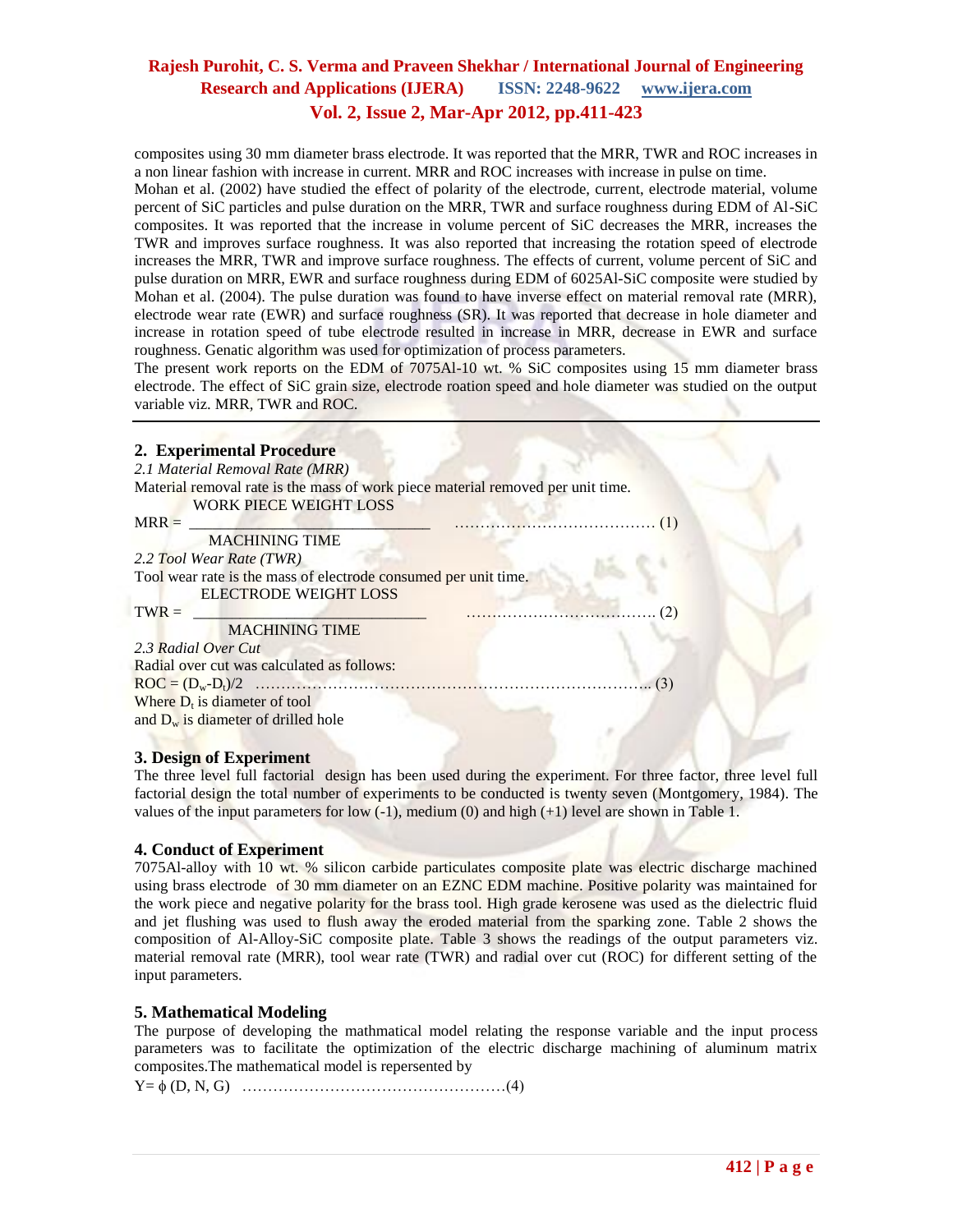composites using 30 mm diameter brass electrode. It was reported that the MRR, TWR and ROC increases in a non linear fashion with increase in current. MRR and ROC increases with increase in pulse on time.

Mohan et al. (2002) have studied the effect of polarity of the electrode, current, electrode material, volume percent of SiC particles and pulse duration on the MRR, TWR and surface roughness during EDM of Al-SiC composites. It was reported that the increase in volume percent of SiC decreases the MRR, increases the TWR and improves surface roughness. It was also reported that increasing the rotation speed of electrode increases the MRR, TWR and improve surface roughness. The effects of current, volume percent of SiC and pulse duration on MRR, EWR and surface roughness during EDM of 6025Al-SiC composite were studied by Mohan et al. (2004). The pulse duration was found to have inverse effect on material removal rate (MRR), electrode wear rate (EWR) and surface roughness (SR). It was reported that decrease in hole diameter and increase in rotation speed of tube electrode resulted in increase in MRR, decrease in EWR and surface roughness. Genatic algorithm was used for optimization of process parameters.

The present work reports on the EDM of 7075Al-10 wt. % SiC composites using 15 mm diameter brass electrode. The effect of SiC grain size, electrode roation speed and hole diameter was studied on the output variable viz. MRR, TWR and ROC.

## 2. Experimental Procedure

*2.1 Material Removal Rate (MRR)*

Material removal rate is the mass of work piece material removed per unit time.

$$MRR = \frac{\text{WORK PIECE WEIGHT LOSS}}{\text{MACHINING TIME}} \quad \text{.......... (1)}$$

*2.2 Tool Wear Rate (TWR)*

Tool wear rate is the mass of electrode consumed per unit time.

$$TWR = \frac{\text{ELECTRODE WEIGHT LOSS}}{\text{MACHINING TIME}} \quad \text{.......... (2)}$$

*2.3 Radial Over Cut*

Radial over cut was calculated as follows:

$$ROC = (D_w - D_t)/2 \quad \text{.......... (3)}$$

Where $D_t$ is diameter of tool

and $D_w$ is diameter of drilled hole

## 3. Design of Experiment

The three level full factorial design has been used during the experiment. For three factor, three level full factorial design the total number of experiments to be conducted is twenty seven (Montgomery, 1984). The values of the input parameters for low (-1), medium (0) and high (+1) level are shown in Table 1.

## 4. Conduct of Experiment

7075Al-alloy with 10 wt. % silicon carbide particulates composite plate was electric discharge machined using brass electrode of 30 mm diameter on an EZNC EDM machine. Positive polarity was maintained for the work piece and negative polarity for the brass tool. High grade kerosene was used as the dielectric fluid and jet flushing was used to flush away the eroded material from the sparking zone. Table 2 shows the composition of Al-Alloy-SiC composite plate. Table 3 shows the readings of the output parameters viz. material removal rate (MRR), tool wear rate (TWR) and radial over cut (ROC) for different setting of the input parameters.

## 5. Mathematical Modeling

The purpose of developing the mathmatical model relating the response variable and the input process parameters was to facilitate the optimization of the electric discharge machining of aluminum matrix composites.The mathematical model is repersented by

$$Y = \phi\,(D, N, G) \quad \text{.......... (4)}$$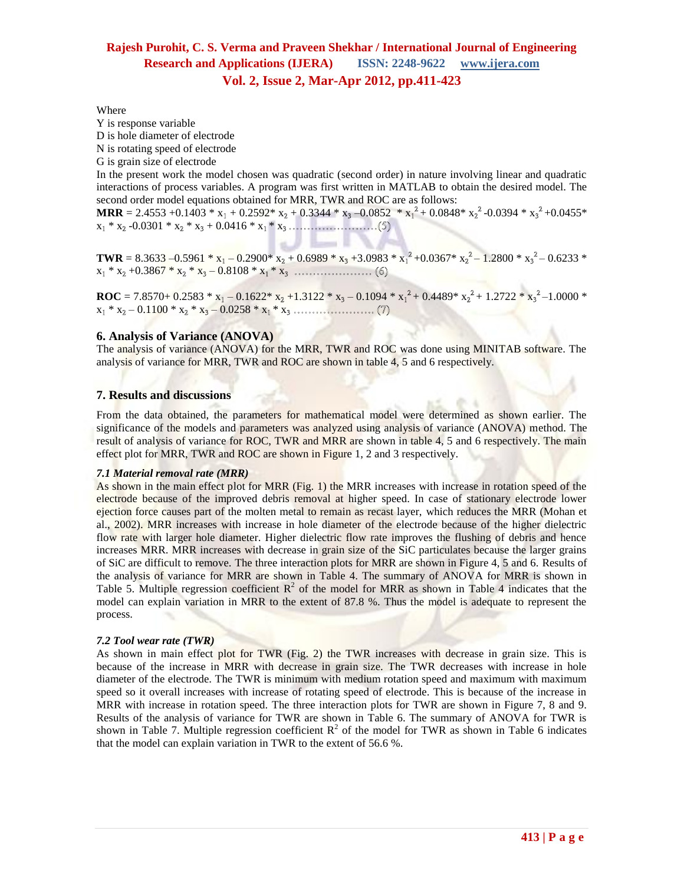Where
Y is response variable
D is hole diameter of electrode
N is rotating speed of electrode
G is grain size of electrode
In the present work the model chosen was quadratic (second order) in nature involving linear and quadratic interactions of process variables. A program was first written in MATLAB to obtain the desired model. The second order model equations obtained for MRR, TWR and ROC are as follows:

$$\textbf{MRR} = 2.4553 + 0.1403 * x_1 + 0.2592 * x_2 + 0.3344 * x_3 - 0.0852 * x_1^2 + 0.0848 * x_2^2 - 0.0394 * x_3^2 + 0.0455 * x_1 * x_2 - 0.0301 * x_2 * x_3 + 0.0416 * x_1 * x_3 \quad \ldots\ldots (5)$$

$$\textbf{TWR} = 8.3633 - 0.5961 * x_1 - 0.2900 * x_2 + 0.6989 * x_3 + 3.0983 * x_1^2 + 0.0367 * x_2^2 - 1.2800 * x_3^2 - 0.6233 * x_1 * x_2 + 0.3867 * x_2 * x_3 - 0.8108 * x_1 * x_3 \quad \ldots\ldots (6)$$

$$\textbf{ROC} = 7.8570 + 0.2583 * x_1 - 0.1622 * x_2 + 1.3122 * x_3 - 0.1094 * x_1^2 + 0.4489 * x_2^2 + 1.2722 * x_3^2 - 1.0000 * x_1 * x_2 - 0.1100 * x_2 * x_3 - 0.0258 * x_1 * x_3 \quad \ldots\ldots (7)$$

## 6. Analysis of Variance (ANOVA)

The analysis of variance (ANOVA) for the MRR, TWR and ROC was done using MINITAB software. The analysis of variance for MRR, TWR and ROC are shown in table 4, 5 and 6 respectively.

## 7. Results and discussions

From the data obtained, the parameters for mathematical model were determined as shown earlier. The significance of the models and parameters was analyzed using analysis of variance (ANOVA) method. The result of analysis of variance for ROC, TWR and MRR are shown in table 4, 5 and 6 respectively. The main effect plot for MRR, TWR and ROC are shown in Figure 1, 2 and 3 respectively.

### *7.1 Material removal rate (MRR)*

As shown in the main effect plot for MRR (Fig. 1) the MRR increases with increase in rotation speed of the electrode because of the improved debris removal at higher speed. In case of stationary electrode lower ejection force causes part of the molten metal to remain as recast layer, which reduces the MRR (Mohan et al., 2002). MRR increases with increase in hole diameter of the electrode because of the higher dielectric flow rate with larger hole diameter. Higher dielectric flow rate improves the flushing of debris and hence increases MRR. MRR increases with decrease in grain size of the SiC particulates because the larger grains of SiC are difficult to remove. The three interaction plots for MRR are shown in Figure 4, 5 and 6. Results of the analysis of variance for MRR are shown in Table 4. The summary of ANOVA for MRR is shown in Table 5. Multiple regression coefficient $R^2$ of the model for MRR as shown in Table 4 indicates that the model can explain variation in MRR to the extent of 87.8 %. Thus the model is adequate to represent the process.

### *7.2 Tool wear rate (TWR)*

As shown in main effect plot for TWR (Fig. 2) the TWR increases with decrease in grain size. This is because of the increase in MRR with decrease in grain size. The TWR decreases with increase in hole diameter of the electrode. The TWR is minimum with medium rotation speed and maximum with maximum speed so it overall increases with increase of rotating speed of electrode. This is because of the increase in MRR with increase in rotation speed. The three interaction plots for TWR are shown in Figure 7, 8 and 9. Results of the analysis of variance for TWR are shown in Table 6. The summary of ANOVA for TWR is shown in Table 7. Multiple regression coefficient $R^2$ of the model for TWR as shown in Table 6 indicates that the model can explain variation in TWR to the extent of 56.6 %.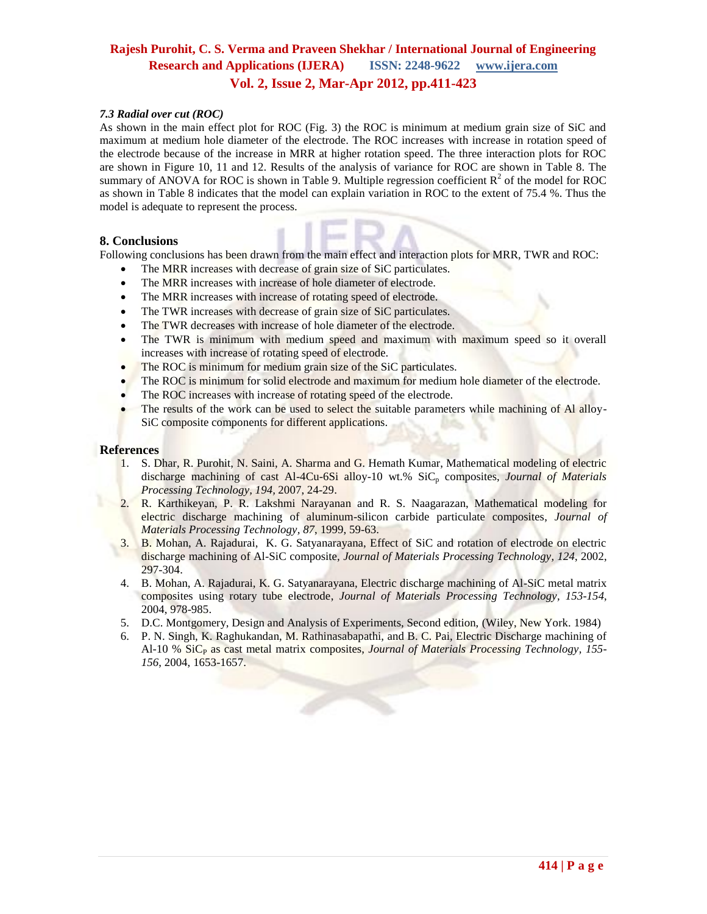### *7.3 Radial over cut (ROC)*

As shown in the main effect plot for ROC (Fig. 3) the ROC is minimum at medium grain size of SiC and maximum at medium hole diameter of the electrode. The ROC increases with increase in rotation speed of the electrode because of the increase in MRR at higher rotation speed. The three interaction plots for ROC are shown in Figure 10, 11 and 12. Results of the analysis of variance for ROC are shown in Table 8. The summary of ANOVA for ROC is shown in Table 9. Multiple regression coefficient $R^2$ of the model for ROC as shown in Table 8 indicates that the model can explain variation in ROC to the extent of 75.4 %. Thus the model is adequate to represent the process.

## 8. Conclusions

Following conclusions has been drawn from the main effect and interaction plots for MRR, TWR and ROC:

- The MRR increases with decrease of grain size of SiC particulates.
- The MRR increases with increase of hole diameter of electrode.
- The MRR increases with increase of rotating speed of electrode.
- The TWR increases with decrease of grain size of SiC particulates.
- The TWR decreases with increase of hole diameter of the electrode.
- The TWR is minimum with medium speed and maximum with maximum speed so it overall increases with increase of rotating speed of electrode.
- The ROC is minimum for medium grain size of the SiC particulates.
- The ROC is minimum for solid electrode and maximum for medium hole diameter of the electrode.
- The ROC increases with increase of rotating speed of the electrode.
- The results of the work can be used to select the suitable parameters while machining of Al alloy-SiC composite components for different applications.

## References

1. S. Dhar, R. Purohit, N. Saini, A. Sharma and G. Hemath Kumar, Mathematical modeling of electric discharge machining of cast Al-4Cu-6Si alloy-10 wt.% $SiC_p$ composites, *Journal of Materials Processing Technology, 194*, 2007, 24-29.
2. R. Karthikeyan, P. R. Lakshmi Narayanan and R. S. Naagarazan, Mathematical modeling for electric discharge machining of aluminum-silicon carbide particulate composites, *Journal of Materials Processing Technology, 87*, 1999, 59-63.
3. B. Mohan, A. Rajadurai, K. G. Satyanarayana, Effect of SiC and rotation of electrode on electric discharge machining of Al-SiC composite, *Journal of Materials Processing Technology, 124*, 2002, 297-304.
4. B. Mohan, A. Rajadurai, K. G. Satyanarayana, Electric discharge machining of Al-SiC metal matrix composites using rotary tube electrode, *Journal of Materials Processing Technology*, *153-154*, 2004, 978-985.
5. D.C. Montgomery, Design and Analysis of Experiments, Second edition, (Wiley, New York. 1984)
6. P. N. Singh, K. Raghukandan, M. Rathinasabapathi, and B. C. Pai, Electric Discharge machining of Al-10 % $SiC_P$ as cast metal matrix composites, *Journal of Materials Processing Technology*, *155-156*, 2004, 1653-1657.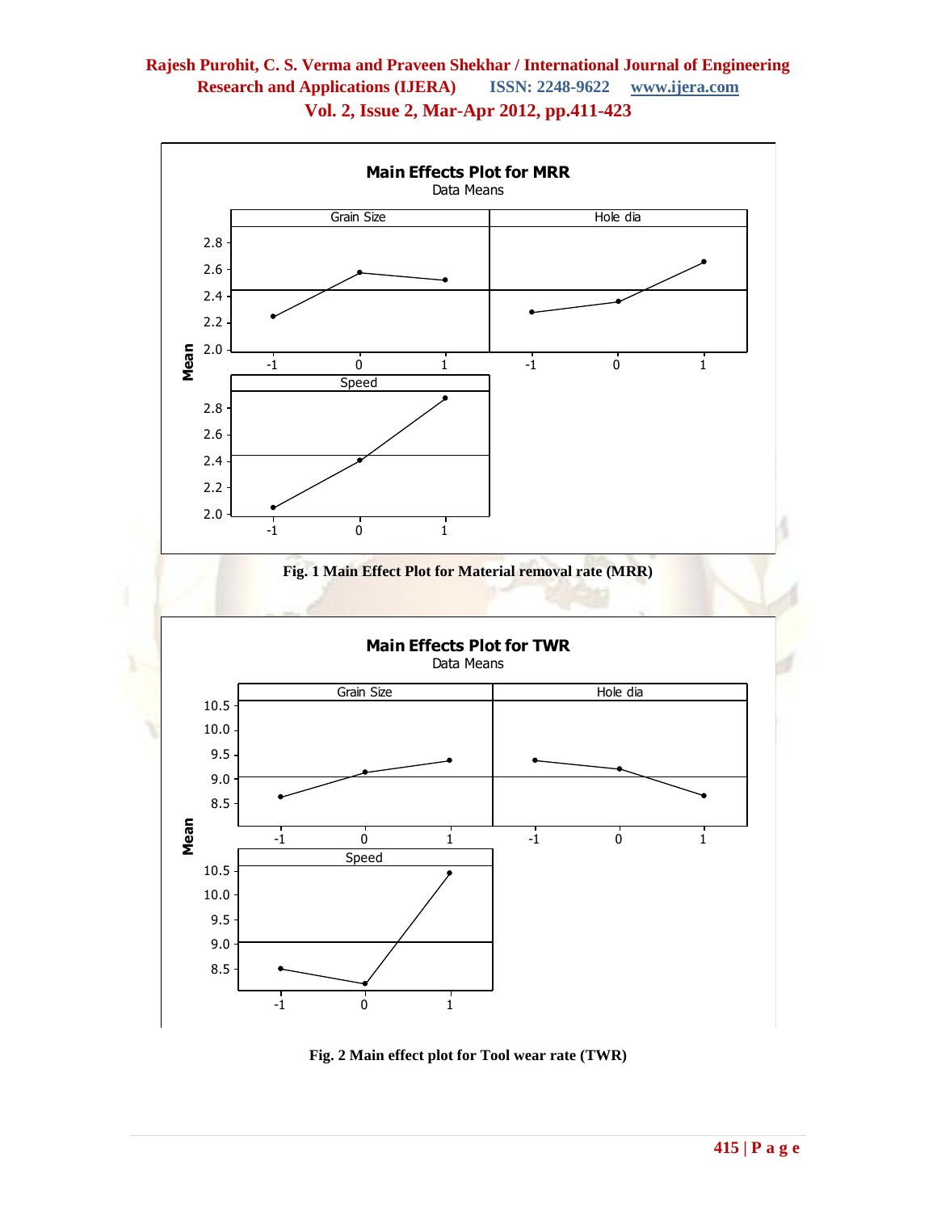Fig. 1 Main Effect Plot for Material removal rate (MRR)

Fig. 2 Main effect plot for Tool wear rate (TWR)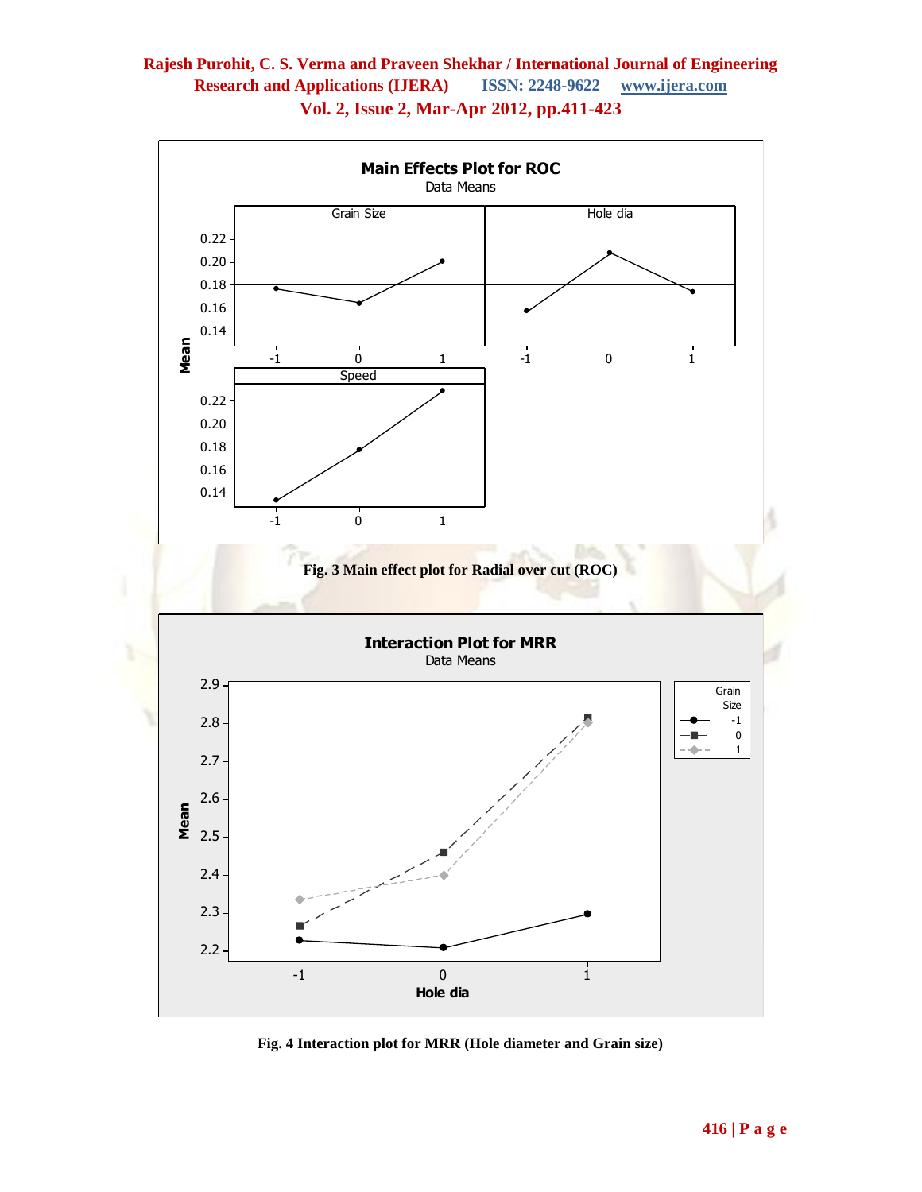Fig. 3 Main effect plot for Radial over cut (ROC)

Fig. 4 Interaction plot for MRR (Hole diameter and Grain size)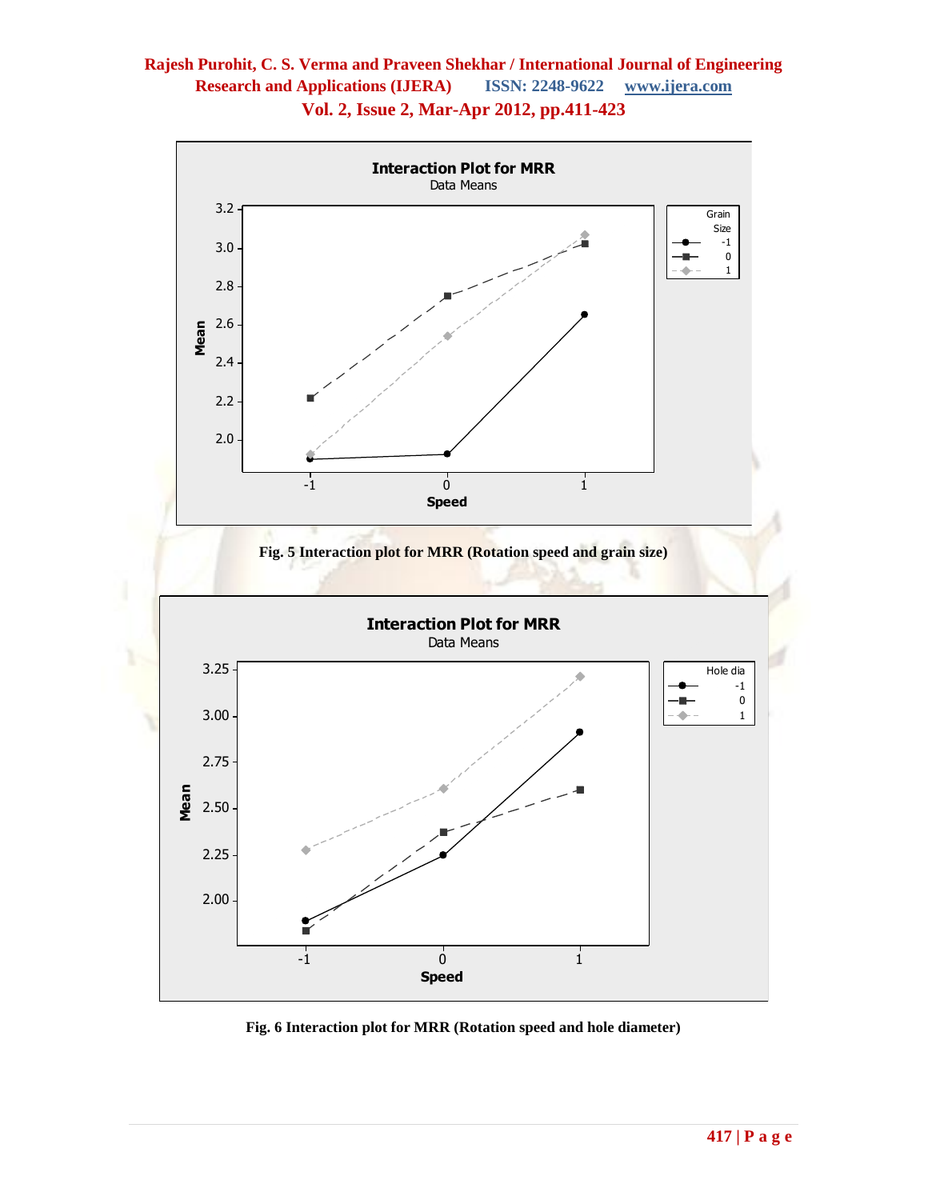Fig. 5 Interaction plot for MRR (Rotation speed and grain size)

Fig. 6 Interaction plot for MRR (Rotation speed and hole diameter)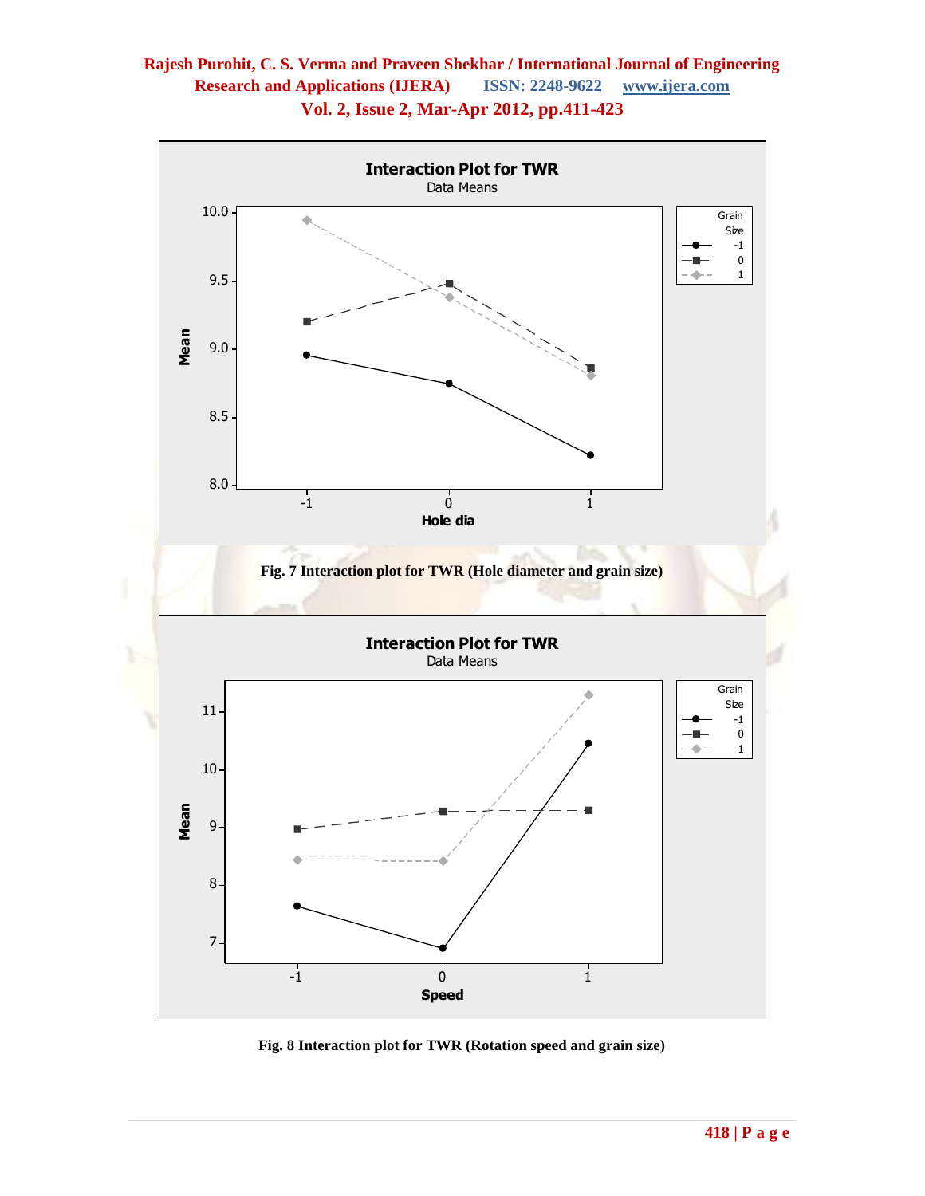Fig. 7 Interaction plot for TWR (Hole diameter and grain size)

Fig. 8 Interaction plot for TWR (Rotation speed and grain size)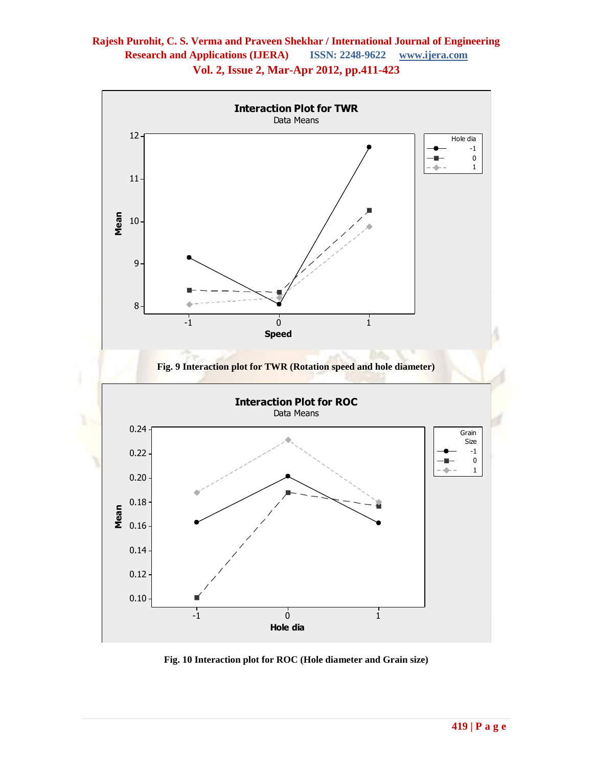Fig. 9 Interaction plot for TWR (Rotation speed and hole diameter)

Fig. 10 Interaction plot for ROC (Hole diameter and Grain size)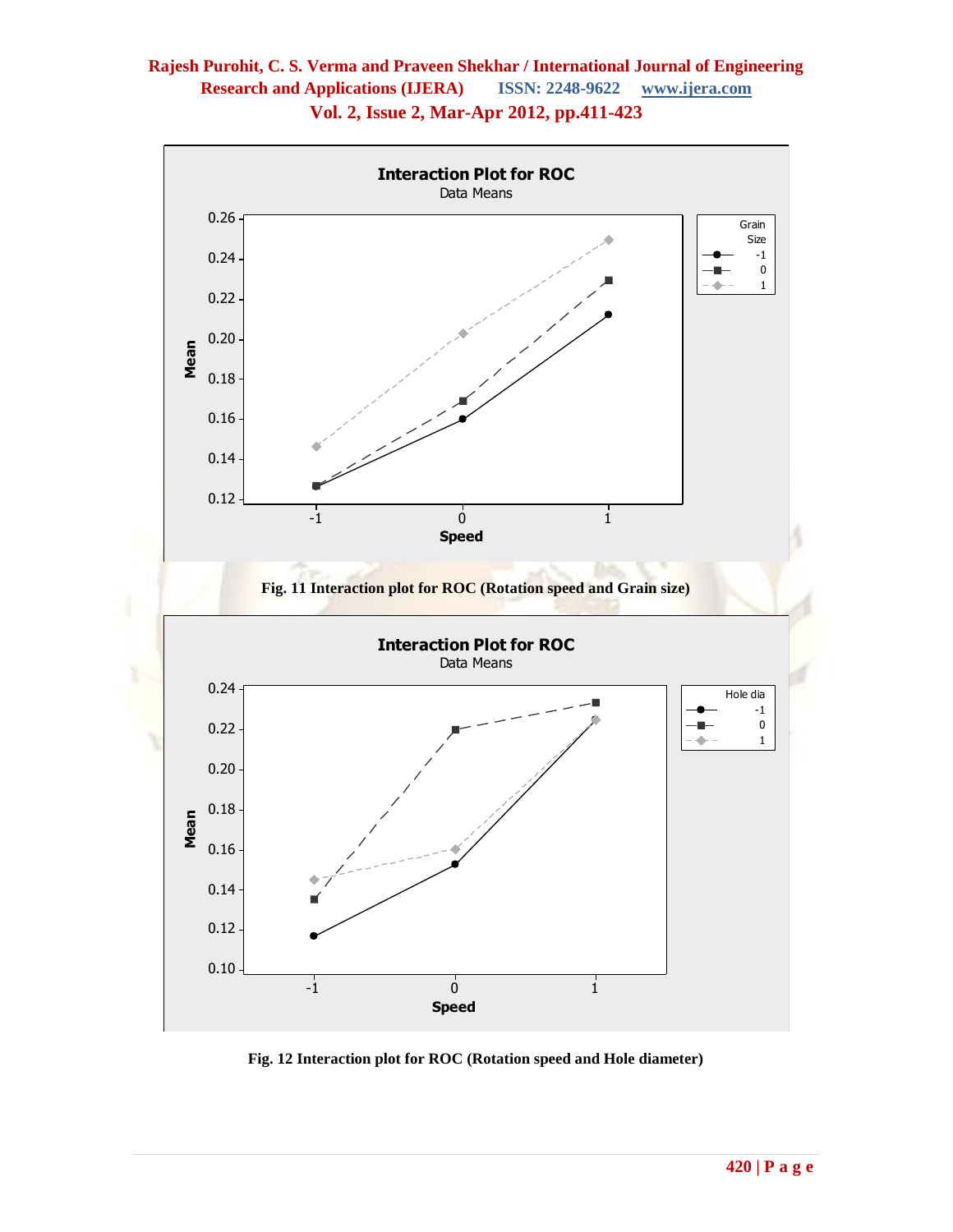Fig. 11 Interaction plot for ROC (Rotation speed and Grain size)

Fig. 12 Interaction plot for ROC (Rotation speed and Hole diameter)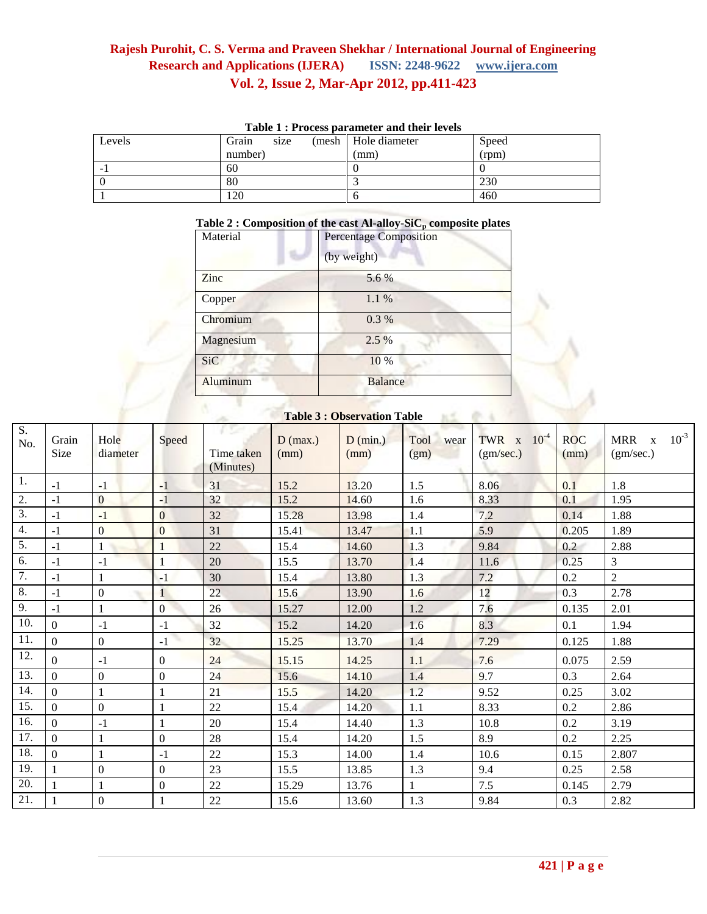**Table 1 : Process parameter and their levels**

| Levels | Grain size (mesh number) | Hole diameter (mm) | Speed (rpm) |
|---|---|---|---|
| -1 | 60 | 0 | 0 |
| 0 | 80 | 3 | 230 |
| 1 | 120 | 6 | 460 |

**Table 2 : Composition of the cast Al-alloy-SiC$_p$ composite plates**

| Material | Percentage Composition (by weight) |
|---|---|
| Zinc | 5.6 % |
| Copper | 1.1 % |
| Chromium | 0.3 % |
| Magnesium | 2.5 % |
| SiC | 10 % |
| Aluminum | Balance |

**Table 3 : Observation Table**

| S. No. | Grain Size | Hole diameter | Speed | Time taken (Minutes) | D (max.) (mm) | D (min.) (mm) | Tool wear (gm) | TWR x $10^{-4}$ (gm/sec.) | ROC (mm) | MRR x $10^{-3}$ (gm/sec.) |
|---|---|---|---|---|---|---|---|---|---|---|
| 1. | -1 | -1 | -1 | 31 | 15.2 | 13.20 | 1.5 | 8.06 | 0.1 | 1.8 |
| 2. | -1 | 0 | -1 | 32 | 15.2 | 14.60 | 1.6 | 8.33 | 0.1 | 1.95 |
| 3. | -1 | -1 | 0 | 32 | 15.28 | 13.98 | 1.4 | 7.2 | 0.14 | 1.88 |
| 4. | -1 | 0 | 0 | 31 | 15.41 | 13.47 | 1.1 | 5.9 | 0.205 | 1.89 |
| 5. | -1 | 1 | 1 | 22 | 15.4 | 14.60 | 1.3 | 9.84 | 0.2 | 2.88 |
| 6. | -1 | -1 | 1 | 20 | 15.5 | 13.70 | 1.4 | 11.6 | 0.25 | 3 |
| 7. | -1 | 1 | -1 | 30 | 15.4 | 13.80 | 1.3 | 7.2 | 0.2 | 2 |
| 8. | -1 | 0 | 1 | 22 | 15.6 | 13.90 | 1.6 | 12 | 0.3 | 2.78 |
| 9. | -1 | 1 | 0 | 26 | 15.27 | 12.00 | 1.2 | 7.6 | 0.135 | 2.01 |
| 10. | 0 | -1 | -1 | 32 | 15.2 | 14.20 | 1.6 | 8.3 | 0.1 | 1.94 |
| 11. | 0 | 0 | -1 | 32 | 15.25 | 13.70 | 1.4 | 7.29 | 0.125 | 1.88 |
| 12. | 0 | -1 | 0 | 24 | 15.15 | 14.25 | 1.1 | 7.6 | 0.075 | 2.59 |
| 13. | 0 | 0 | 0 | 24 | 15.6 | 14.10 | 1.4 | 9.7 | 0.3 | 2.64 |
| 14. | 0 | 1 | 1 | 21 | 15.5 | 14.20 | 1.2 | 9.52 | 0.25 | 3.02 |
| 15. | 0 | 0 | 1 | 22 | 15.4 | 14.20 | 1.1 | 8.33 | 0.2 | 2.86 |
| 16. | 0 | -1 | 1 | 20 | 15.4 | 14.40 | 1.3 | 10.8 | 0.2 | 3.19 |
| 17. | 0 | 1 | 0 | 28 | 15.4 | 14.20 | 1.5 | 8.9 | 0.2 | 2.25 |
| 18. | 0 | 1 | -1 | 22 | 15.3 | 14.00 | 1.4 | 10.6 | 0.15 | 2.807 |
| 19. | 1 | 0 | 0 | 23 | 15.5 | 13.85 | 1.3 | 9.4 | 0.25 | 2.58 |
| 20. | 1 | 1 | 0 | 22 | 15.29 | 13.76 | 1 | 7.5 | 0.145 | 2.79 |
| 21. | 1 | 0 | 1 | 22 | 15.6 | 13.60 | 1.3 | 9.84 | 0.3 | 2.82 |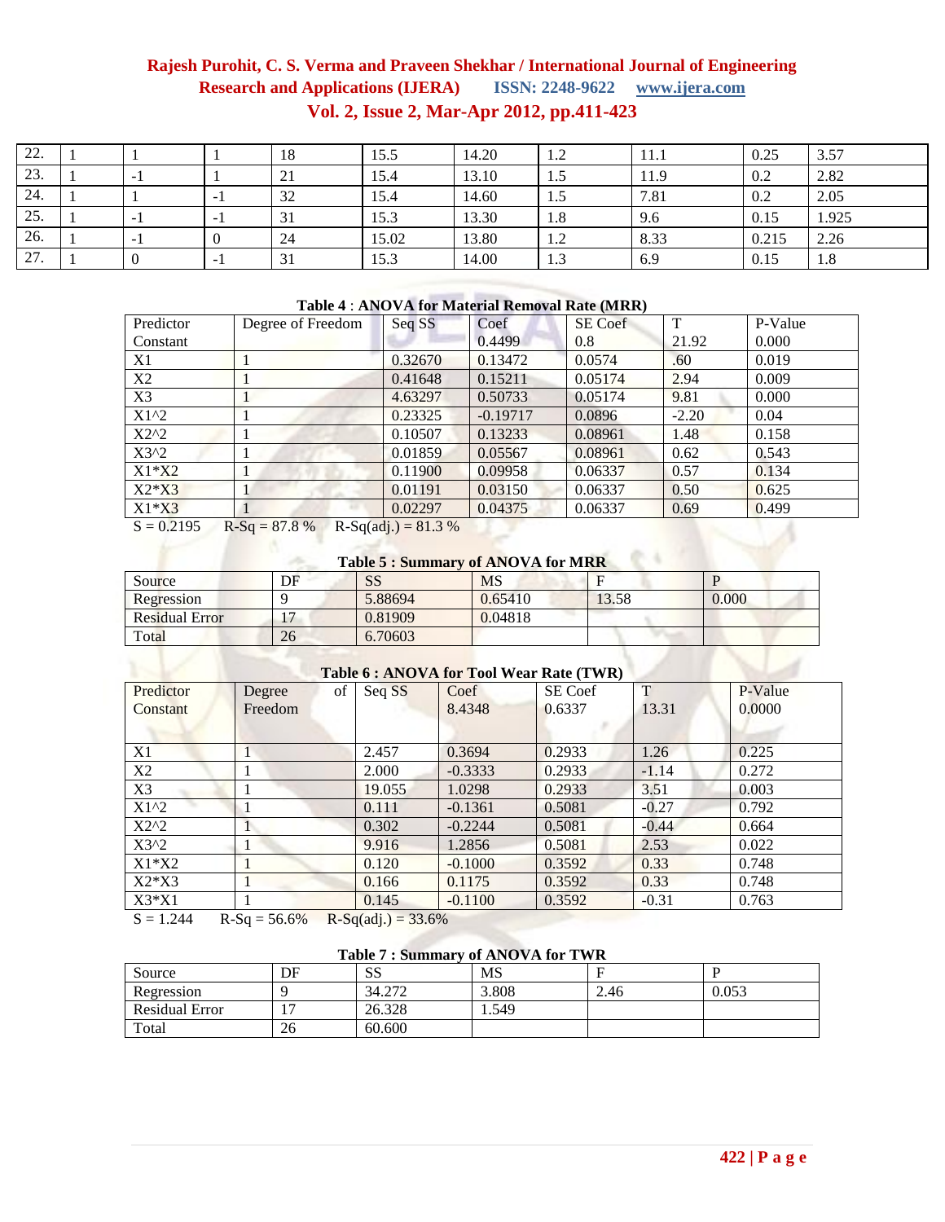| | | | | | | | | | |
|---|---|---|---|---|---|---|---|---|---|
| 22. | 1 | 1 | 1 | 18 | 15.5 | 14.20 | 1.2 | 11.1 | 0.25 | 3.57 |
| 23. | 1 | -1 | 1 | 21 | 15.4 | 13.10 | 1.5 | 11.9 | 0.2 | 2.82 |
| 24. | 1 | 1 | -1 | 32 | 15.4 | 14.60 | 1.5 | 7.81 | 0.2 | 2.05 |
| 25. | 1 | -1 | -1 | 31 | 15.3 | 13.30 | 1.8 | 9.6 | 0.15 | 1.925 |
| 26. | 1 | -1 | 0 | 24 | 15.02 | 13.80 | 1.2 | 8.33 | 0.215 | 2.26 |
| 27. | 1 | 0 | -1 | 31 | 15.3 | 14.00 | 1.3 | 6.9 | 0.15 | 1.8 |

**Table 4 : ANOVA for Material Removal Rate (MRR)**

| Predictor | Degree of Freedom | Seq SS | Coef | SE Coef | T | P-Value |
|---|---|---|---|---|---|---|
| Constant | | | 0.4499 | 0.8 | 21.92 | 0.000 |
| X1 | 1 | 0.32670 | 0.13472 | 0.0574 | .60 | 0.019 |
| X2 | 1 | 0.41648 | 0.15211 | 0.05174 | 2.94 | 0.009 |
| X3 | 1 | 4.63297 | 0.50733 | 0.05174 | 9.81 | 0.000 |
| X1^2 | 1 | 0.23325 | -0.19717 | 0.0896 | -2.20 | 0.04 |
| X2^2 | 1 | 0.10507 | 0.13233 | 0.08961 | 1.48 | 0.158 |
| X3^2 | 1 | 0.01859 | 0.05567 | 0.08961 | 0.62 | 0.543 |
| X1*X2 | 1 | 0.11900 | 0.09958 | 0.06337 | 0.57 | 0.134 |
| X2*X3 | 1 | 0.01191 | 0.03150 | 0.06337 | 0.50 | 0.625 |
| X1*X3 | 1 | 0.02297 | 0.04375 | 0.06337 | 0.69 | 0.499 |

S = 0.2195 R-Sq = 87.8 % R-Sq(adj.) = 81.3 %

**Table 5 : Summary of ANOVA for MRR**

| Source | DF | SS | MS | F | P |
|---|---|---|---|---|---|
| Regression | 9 | 5.88694 | 0.65410 | 13.58 | 0.000 |
| Residual Error | 17 | 0.81909 | 0.04818 | | |
| Total | 26 | 6.70603 | | | |

**Table 6 : ANOVA for Tool Wear Rate (TWR)**

| Predictor | Degree of Freedom | Seq SS | Coef | SE Coef | T | P-Value |
|---|---|---|---|---|---|---|
| Constant | | | 8.4348 | 0.6337 | 13.31 | 0.0000 |
| X1 | 1 | 2.457 | 0.3694 | 0.2933 | 1.26 | 0.225 |
| X2 | 1 | 2.000 | -0.3333 | 0.2933 | -1.14 | 0.272 |
| X3 | 1 | 19.055 | 1.0298 | 0.2933 | 3.51 | 0.003 |
| X1^2 | 1 | 0.111 | -0.1361 | 0.5081 | -0.27 | 0.792 |
| X2^2 | 1 | 0.302 | -0.2244 | 0.5081 | -0.44 | 0.664 |
| X3^2 | 1 | 9.916 | 1.2856 | 0.5081 | 2.53 | 0.022 |
| X1*X2 | 1 | 0.120 | -0.1000 | 0.3592 | 0.33 | 0.748 |
| X2*X3 | 1 | 0.166 | 0.1175 | 0.3592 | 0.33 | 0.748 |
| X3*X1 | 1 | 0.145 | -0.1100 | 0.3592 | -0.31 | 0.763 |

S = 1.244 R-Sq = 56.6% R-Sq(adj.) = 33.6%

**Table 7 : Summary of ANOVA for TWR**

| Source | DF | SS | MS | F | P |
|---|---|---|---|---|---|
| Regression | 9 | 34.272 | 3.808 | 2.46 | 0.053 |
| Residual Error | 17 | 26.328 | 1.549 | | |
| Total | 26 | 60.600 | | | |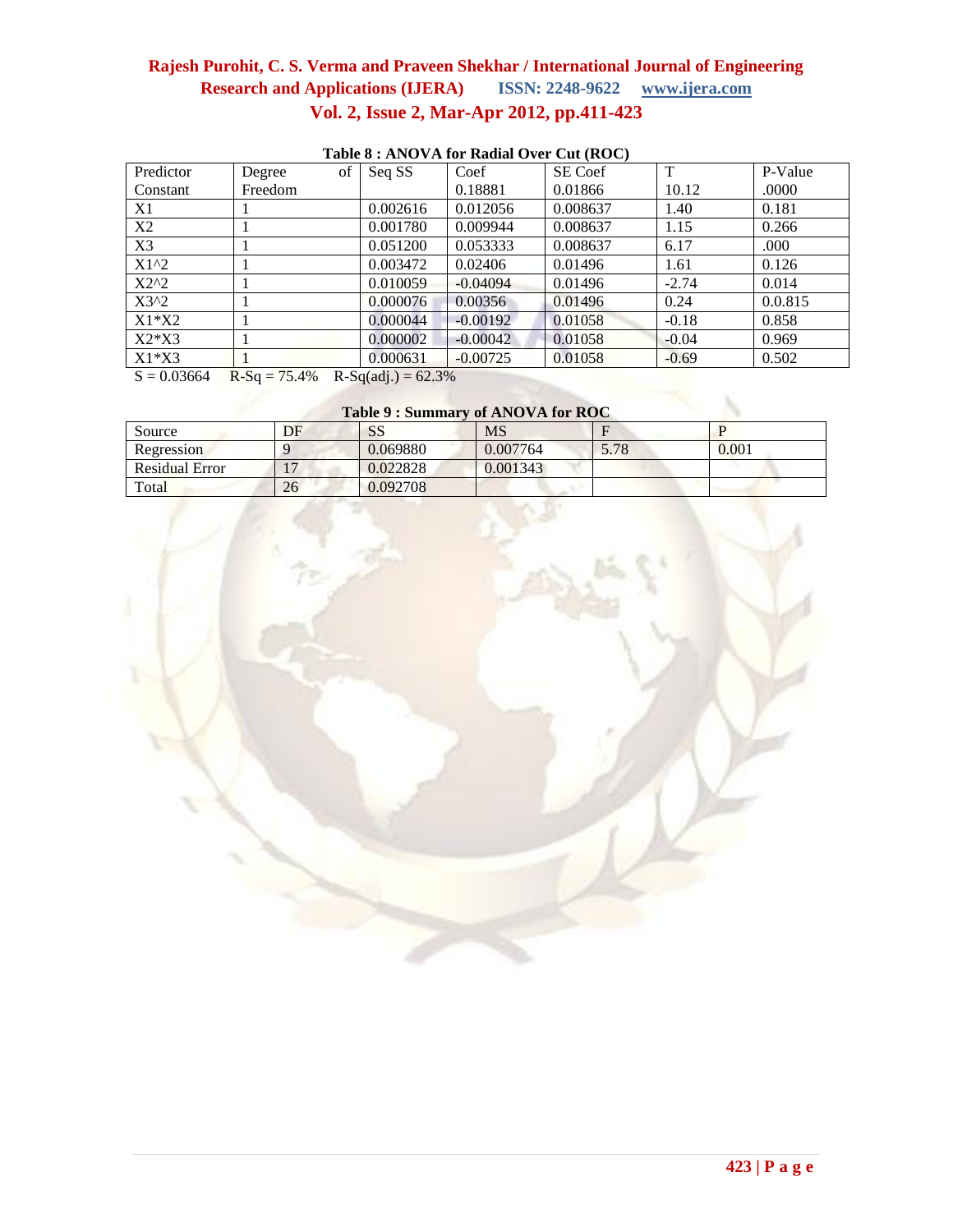**Table 8 : ANOVA for Radial Over Cut (ROC)**

| Predictor | Degree of Freedom | Seq SS | Coef | SE Coef | T | P-Value |
|---|---|---|---|---|---|---|
| Constant | | | 0.18881 | 0.01866 | 10.12 | .0000 |
| X1 | 1 | 0.002616 | 0.012056 | 0.008637 | 1.40 | 0.181 |
| X2 | 1 | 0.001780 | 0.009944 | 0.008637 | 1.15 | 0.266 |
| X3 | 1 | 0.051200 | 0.053333 | 0.008637 | 6.17 | .000 |
| X1^2 | 1 | 0.003472 | 0.02406 | 0.01496 | 1.61 | 0.126 |
| X2^2 | 1 | 0.010059 | -0.04094 | 0.01496 | -2.74 | 0.014 |
| X3^2 | 1 | 0.000076 | 0.00356 | 0.01496 | 0.24 | 0.0.815 |
| X1*X2 | 1 | 0.000044 | -0.00192 | 0.01058 | -0.18 | 0.858 |
| X2*X3 | 1 | 0.000002 | -0.00042 | 0.01058 | -0.04 | 0.969 |
| X1*X3 | 1 | 0.000631 | -0.00725 | 0.01058 | -0.69 | 0.502 |

S = 0.03664 R-Sq = 75.4% R-Sq(adj.) = 62.3%

**Table 9 : Summary of ANOVA for ROC**

| Source | DF | SS | MS | F | P |
|---|---|---|---|---|---|
| Regression | 9 | 0.069880 | 0.007764 | 5.78 | 0.001 |
| Residual Error | 17 | 0.022828 | 0.001343 | | |
| Total | 26 | 0.092708 | | | |